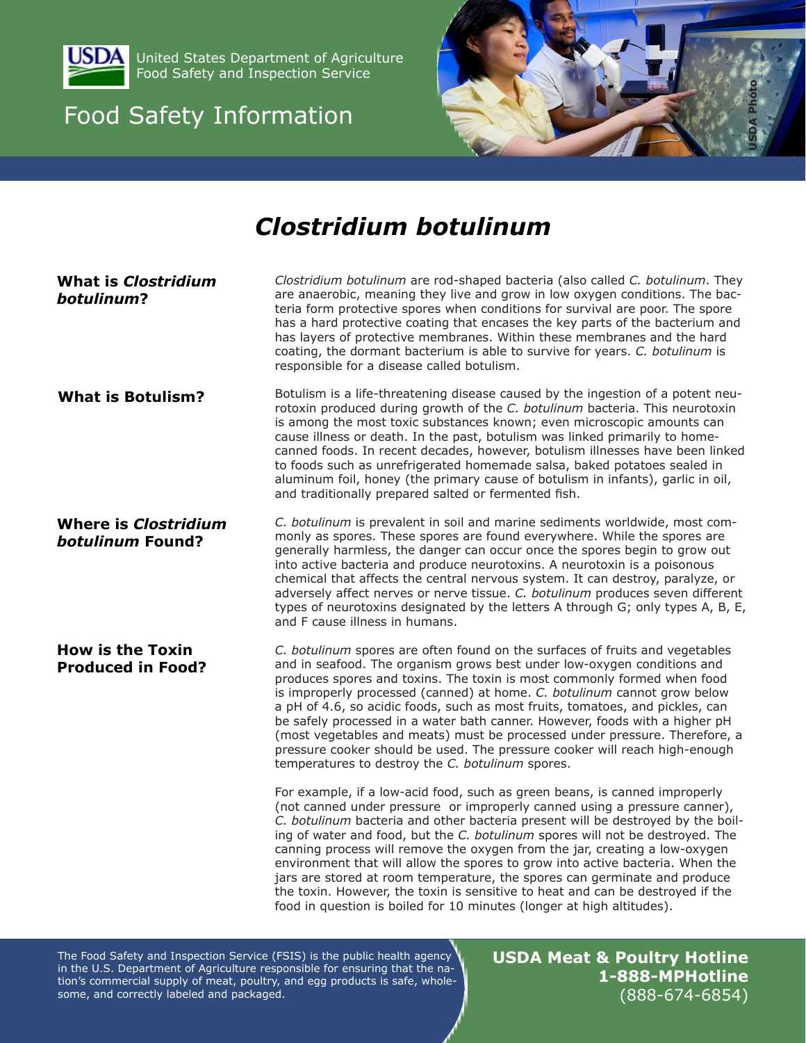United States Department of Agriculture
Food Safety and Inspection Service

# Food Safety Information

## *Clostridium botulinum*

### What is *Clostridium botulinum*?

*Clostridium botulinum* are rod-shaped bacteria (also called *C. botulinum*. They are anaerobic, meaning they live and grow in low oxygen conditions. The bacteria form protective spores when conditions for survival are poor. The spore has a hard protective coating that encases the key parts of the bacterium and has layers of protective membranes. Within these membranes and the hard coating, the dormant bacterium is able to survive for years. *C. botulinum* is responsible for a disease called botulism.

### What is Botulism?

Botulism is a life-threatening disease caused by the ingestion of a potent neurotoxin produced during growth of the *C. botulinum* bacteria. This neurotoxin is among the most toxic substances known; even microscopic amounts can cause illness or death. In the past, botulism was linked primarily to home-canned foods. In recent decades, however, botulism illnesses have been linked to foods such as unrefrigerated homemade salsa, baked potatoes sealed in aluminum foil, honey (the primary cause of botulism in infants), garlic in oil, and traditionally prepared salted or fermented fish.

### Where is *Clostridium botulinum* Found?

*C. botulinum* is prevalent in soil and marine sediments worldwide, most commonly as spores. These spores are found everywhere. While the spores are generally harmless, the danger can occur once the spores begin to grow out into active bacteria and produce neurotoxins. A neurotoxin is a poisonous chemical that affects the central nervous system. It can destroy, paralyze, or adversely affect nerves or nerve tissue. *C. botulinum* produces seven different types of neurotoxins designated by the letters A through G; only types A, B, E, and F cause illness in humans.

### How is the Toxin Produced in Food?

*C. botulinum* spores are often found on the surfaces of fruits and vegetables and in seafood. The organism grows best under low-oxygen conditions and produces spores and toxins. The toxin is most commonly formed when food is improperly processed (canned) at home. *C. botulinum* cannot grow below a pH of 4.6, so acidic foods, such as most fruits, tomatoes, and pickles, can be safely processed in a water bath canner. However, foods with a higher pH (most vegetables and meats) must be processed under pressure. Therefore, a pressure cooker should be used. The pressure cooker will reach high-enough temperatures to destroy the *C. botulinum* spores.

For example, if a low-acid food, such as green beans, is canned improperly (not canned under pressure or improperly canned using a pressure canner), *C. botulinum* bacteria and other bacteria present will be destroyed by the boiling of water and food, but the *C. botulinum* spores will not be destroyed. The canning process will remove the oxygen from the jar, creating a low-oxygen environment that will allow the spores to grow into active bacteria. When the jars are stored at room temperature, the spores can germinate and produce the toxin. However, the toxin is sensitive to heat and can be destroyed if the food in question is boiled for 10 minutes (longer at high altitudes).

The Food Safety and Inspection Service (FSIS) is the public health agency in the U.S. Department of Agriculture responsible for ensuring that the nation's commercial supply of meat, poultry, and egg products is safe, wholesome, and correctly labeled and packaged.

**USDA Meat & Poultry Hotline**
**1-888-MPHotline**
(888-674-6854)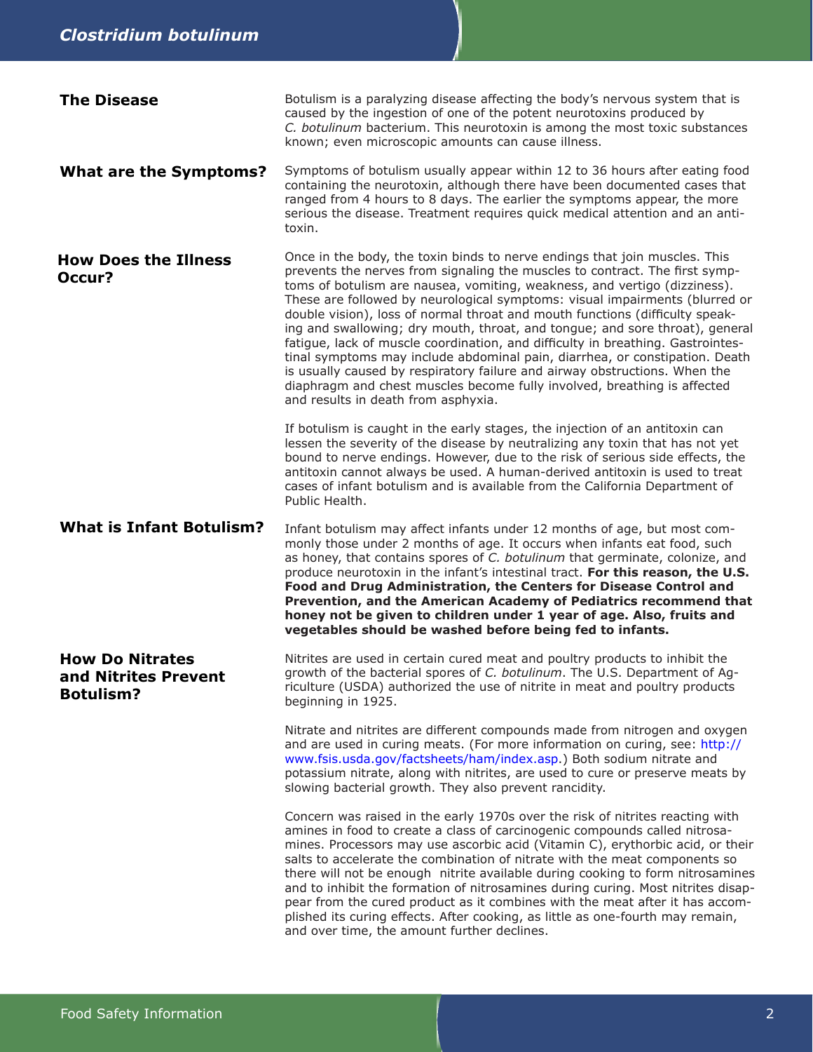## The Disease

Botulism is a paralyzing disease affecting the body's nervous system that is caused by the ingestion of one of the potent neurotoxins produced by *C. botulinum* bacterium. This neurotoxin is among the most toxic substances known; even microscopic amounts can cause illness.

## What are the Symptoms?

Symptoms of botulism usually appear within 12 to 36 hours after eating food containing the neurotoxin, although there have been documented cases that ranged from 4 hours to 8 days. The earlier the symptoms appear, the more serious the disease. Treatment requires quick medical attention and an antitoxin.

## How Does the Illness Occur?

Once in the body, the toxin binds to nerve endings that join muscles. This prevents the nerves from signaling the muscles to contract. The first symptoms of botulism are nausea, vomiting, weakness, and vertigo (dizziness). These are followed by neurological symptoms: visual impairments (blurred or double vision), loss of normal throat and mouth functions (difficulty speaking and swallowing; dry mouth, throat, and tongue; and sore throat), general fatigue, lack of muscle coordination, and difficulty in breathing. Gastrointestinal symptoms may include abdominal pain, diarrhea, or constipation. Death is usually caused by respiratory failure and airway obstructions. When the diaphragm and chest muscles become fully involved, breathing is affected and results in death from asphyxia.

If botulism is caught in the early stages, the injection of an antitoxin can lessen the severity of the disease by neutralizing any toxin that has not yet bound to nerve endings. However, due to the risk of serious side effects, the antitoxin cannot always be used. A human-derived antitoxin is used to treat cases of infant botulism and is available from the California Department of Public Health.

## What is Infant Botulism?

Infant botulism may affect infants under 12 months of age, but most commonly those under 2 months of age. It occurs when infants eat food, such as honey, that contains spores of *C. botulinum* that germinate, colonize, and produce neurotoxin in the infant's intestinal tract. **For this reason, the U.S. Food and Drug Administration, the Centers for Disease Control and Prevention, and the American Academy of Pediatrics recommend that honey not be given to children under 1 year of age. Also, fruits and vegetables should be washed before being fed to infants.**

## How Do Nitrates and Nitrites Prevent Botulism?

Nitrites are used in certain cured meat and poultry products to inhibit the growth of the bacterial spores of *C. botulinum*. The U.S. Department of Agriculture (USDA) authorized the use of nitrite in meat and poultry products beginning in 1925.

Nitrate and nitrites are different compounds made from nitrogen and oxygen and are used in curing meats. (For more information on curing, see: http://www.fsis.usda.gov/factsheets/ham/index.asp.) Both sodium nitrate and potassium nitrate, along with nitrites, are used to cure or preserve meats by slowing bacterial growth. They also prevent rancidity.

Concern was raised in the early 1970s over the risk of nitrites reacting with amines in food to create a class of carcinogenic compounds called nitrosamines. Processors may use ascorbic acid (Vitamin C), erythorbic acid, or their salts to accelerate the combination of nitrate with the meat components so there will not be enough nitrite available during cooking to form nitrosamines and to inhibit the formation of nitrosamines during curing. Most nitrites disappear from the cured product as it combines with the meat after it has accomplished its curing effects. After cooking, as little as one-fourth may remain, and over time, the amount further declines.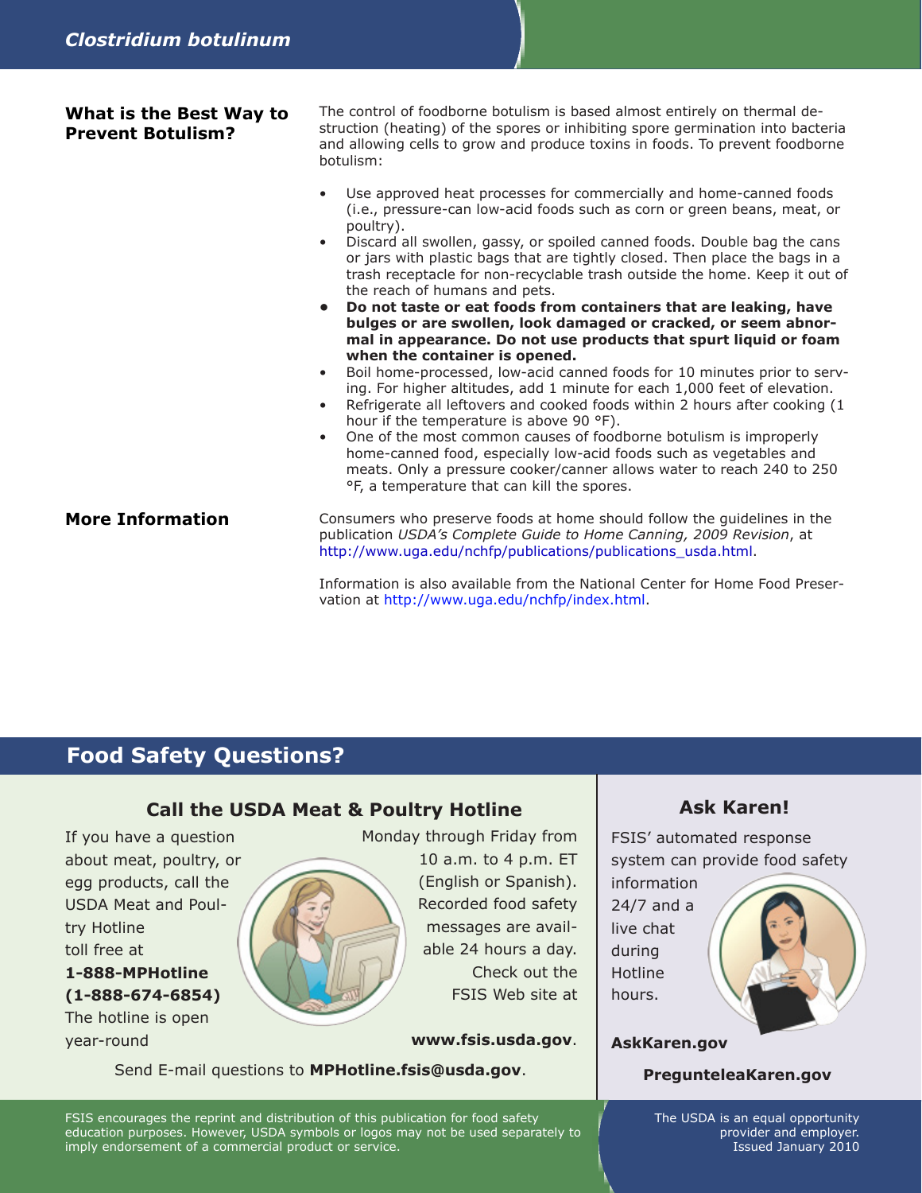## What is the Best Way to Prevent Botulism?

The control of foodborne botulism is based almost entirely on thermal destruction (heating) of the spores or inhibiting spore germination into bacteria and allowing cells to grow and produce toxins in foods. To prevent foodborne botulism:

- Use approved heat processes for commercially and home-canned foods (i.e., pressure-can low-acid foods such as corn or green beans, meat, or poultry).
- Discard all swollen, gassy, or spoiled canned foods. Double bag the cans or jars with plastic bags that are tightly closed. Then place the bags in a trash receptacle for non-recyclable trash outside the home. Keep it out of the reach of humans and pets.
- **Do not taste or eat foods from containers that are leaking, have bulges or are swollen, look damaged or cracked, or seem abnormal in appearance. Do not use products that spurt liquid or foam when the container is opened.**
- Boil home-processed, low-acid canned foods for 10 minutes prior to serving. For higher altitudes, add 1 minute for each 1,000 feet of elevation.
- Refrigerate all leftovers and cooked foods within 2 hours after cooking (1 hour if the temperature is above 90 °F).
- One of the most common causes of foodborne botulism is improperly home-canned food, especially low-acid foods such as vegetables and meats. Only a pressure cooker/canner allows water to reach 240 to 250 °F, a temperature that can kill the spores.

## More Information

Consumers who preserve foods at home should follow the guidelines in the publication *USDA's Complete Guide to Home Canning, 2009 Revision*, at http://www.uga.edu/nchfp/publications/publications_usda.html.

Information is also available from the National Center for Home Food Preservation at http://www.uga.edu/nchfp/index.html.

## Food Safety Questions?

### Call the USDA Meat & Poultry Hotline

If you have a question about meat, poultry, or egg products, call the USDA Meat and Poultry Hotline toll free at **1-888-MPHotline (1-888-674-6854)** The hotline is open year-round Monday through Friday from 10 a.m. to 4 p.m. ET (English or Spanish). Recorded food safety messages are available 24 hours a day. Check out the FSIS Web site at **www.fsis.usda.gov**.

Send E-mail questions to **MPHotline.fsis@usda.gov**.

### Ask Karen!

FSIS' automated response system can provide food safety information 24/7 and a live chat during Hotline hours.

**AskKaren.gov**

**PregunteleaKaren.gov**

FSIS encourages the reprint and distribution of this publication for food safety education purposes. However, USDA symbols or logos may not be used separately to imply endorsement of a commercial product or service.

The USDA is an equal opportunity provider and employer.
Issued January 2010